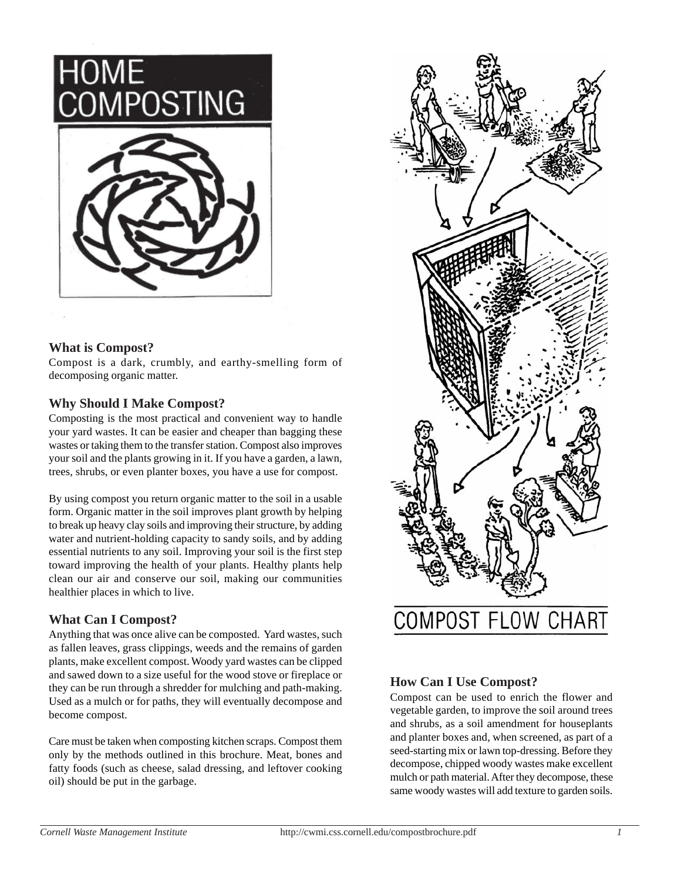# HOME COMPOSTING

### What is Compost?

Compost is a dark, crumbly, and earthy-smelling form of decomposing organic matter.

### Why Should I Make Compost?

Composting is the most practical and convenient way to handle your yard wastes. It can be easier and cheaper than bagging these wastes or taking them to the transfer station. Compost also improves your soil and the plants growing in it. If you have a garden, a lawn, trees, shrubs, or even planter boxes, you have a use for compost.

By using compost you return organic matter to the soil in a usable form. Organic matter in the soil improves plant growth by helping to break up heavy clay soils and improving their structure, by adding water and nutrient-holding capacity to sandy soils, and by adding essential nutrients to any soil. Improving your soil is the first step toward improving the health of your plants. Healthy plants help clean our air and conserve our soil, making our communities healthier places in which to live.

### What Can I Compost?

Anything that was once alive can be composted. Yard wastes, such as fallen leaves, grass clippings, weeds and the remains of garden plants, make excellent compost. Woody yard wastes can be clipped and sawed down to a size useful for the wood stove or fireplace or they can be run through a shredder for mulching and path-making. Used as a mulch or for paths, they will eventually decompose and become compost.

Care must be taken when composting kitchen scraps. Compost them only by the methods outlined in this brochure. Meat, bones and fatty foods (such as cheese, salad dressing, and leftover cooking oil) should be put in the garbage.

COMPOST FLOW CHART

### How Can I Use Compost?

Compost can be used to enrich the flower and vegetable garden, to improve the soil around trees and shrubs, as a soil amendment for houseplants and planter boxes and, when screened, as part of a seed-starting mix or lawn top-dressing. Before they decompose, chipped woody wastes make excellent mulch or path material. After they decompose, these same woody wastes will add texture to garden soils.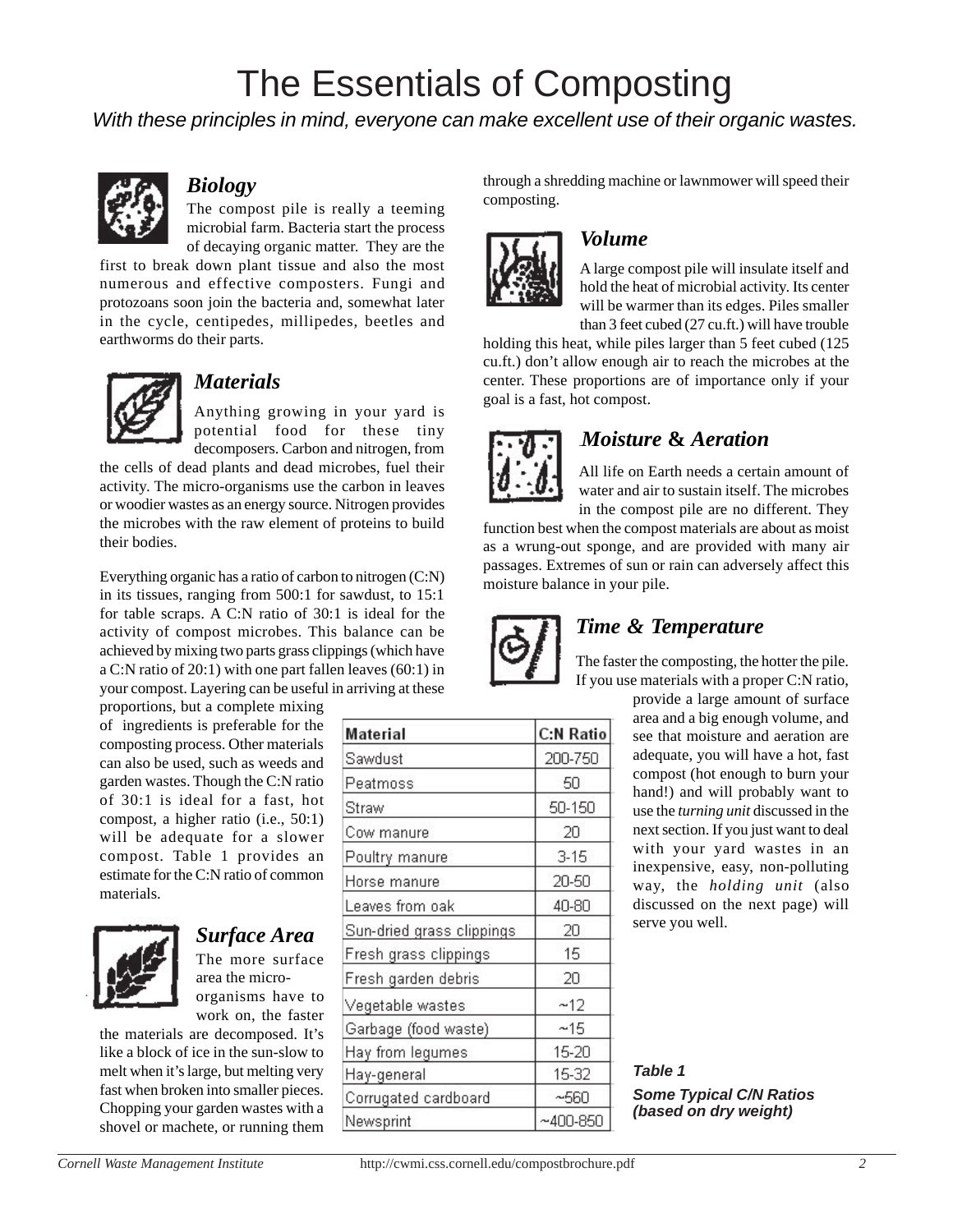# The Essentials of Composting

*With these principles in mind, everyone can make excellent use of their organic wastes.*

### *Biology*

The compost pile is really a teeming microbial farm. Bacteria start the process of decaying organic matter. They are the first to break down plant tissue and also the most numerous and effective composters. Fungi and protozoans soon join the bacteria and, somewhat later in the cycle, centipedes, millipedes, beetles and earthworms do their parts.

### *Materials*

Anything growing in your yard is potential food for these tiny decomposers. Carbon and nitrogen, from the cells of dead plants and dead microbes, fuel their activity. The micro-organisms use the carbon in leaves or woodier wastes as an energy source. Nitrogen provides the microbes with the raw element of proteins to build their bodies.

Everything organic has a ratio of carbon to nitrogen (C:N) in its tissues, ranging from 500:1 for sawdust, to 15:1 for table scraps. A C:N ratio of 30:1 is ideal for the activity of compost microbes. This balance can be achieved by mixing two parts grass clippings (which have a C:N ratio of 20:1) with one part fallen leaves (60:1) in your compost. Layering can be useful in arriving at these proportions, but a complete mixing of ingredients is preferable for the composting process. Other materials can also be used, such as weeds and garden wastes. Though the C:N ratio of 30:1 is ideal for a fast, hot compost, a higher ratio (i.e., 50:1) will be adequate for a slower compost. Table 1 provides an estimate for the C:N ratio of common materials.

| Material | C:N Ratio |
|---|---|
| Sawdust | 200-750 |
| Peatmoss | 50 |
| Straw | 50-150 |
| Cow manure | 20 |
| Poultry manure | 3-15 |
| Horse manure | 20-50 |
| Leaves from oak | 40-80 |
| Sun-dried grass clippings | 20 |
| Fresh grass clippings | 15 |
| Fresh garden debris | 20 |
| Vegetable wastes | ~12 |
| Garbage (food waste) | ~15 |
| Hay from legumes | 15-20 |
| Hay-general | 15-32 |
| Corrugated cardboard | ~560 |
| Newsprint | ~400-850 |

***Table 1***

***Some Typical C/N Ratios (based on dry weight)***

### *Surface Area*

The more surface area the micro-organisms have to work on, the faster the materials are decomposed. It's like a block of ice in the sun-slow to melt when it's large, but melting very fast when broken into smaller pieces. Chopping your garden wastes with a shovel or machete, or running them through a shredding machine or lawnmower will speed their composting.

### *Volume*

A large compost pile will insulate itself and hold the heat of microbial activity. Its center will be warmer than its edges. Piles smaller than 3 feet cubed (27 cu.ft.) will have trouble holding this heat, while piles larger than 5 feet cubed (125 cu.ft.) don't allow enough air to reach the microbes at the center. These proportions are of importance only if your goal is a fast, hot compost.

### *Moisture* & *Aeration*

All life on Earth needs a certain amount of water and air to sustain itself. The microbes in the compost pile are no different. They function best when the compost materials are about as moist as a wrung-out sponge, and are provided with many air passages. Extremes of sun or rain can adversely affect this moisture balance in your pile.

### *Time & Temperature*

The faster the composting, the hotter the pile. If you use materials with a proper C:N ratio, provide a large amount of surface area and a big enough volume, and see that moisture and aeration are adequate, you will have a hot, fast compost (hot enough to burn your hand!) and will probably want to use the *turning unit* discussed in the next section. If you just want to deal with your yard wastes in an inexpensive, easy, non-polluting way, the *holding unit* (also discussed on the next page) will serve you well.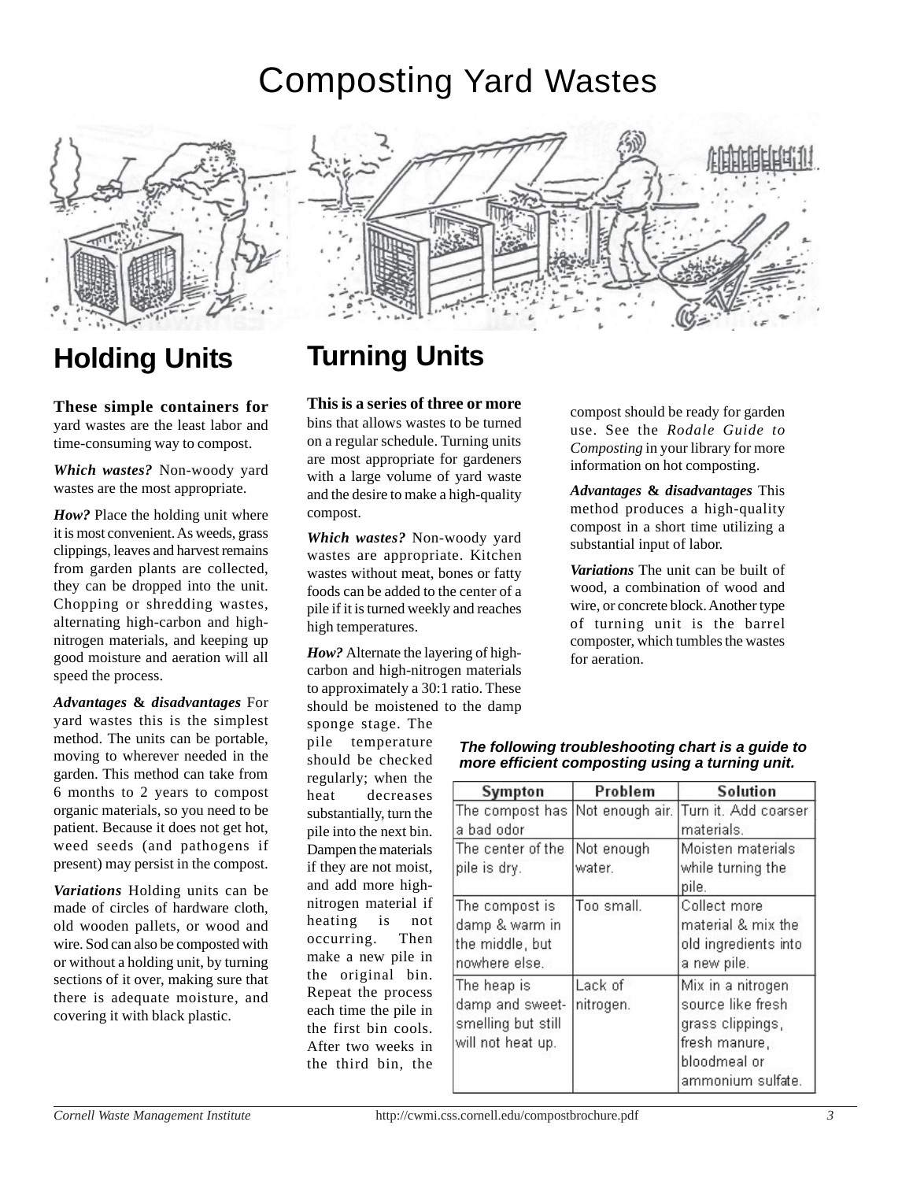# Composting Yard Wastes

## Holding Units

**These simple containers for** yard wastes are the least labor and time-consuming way to compost.

***Which wastes?*** Non-woody yard wastes are the most appropriate.

***How?*** Place the holding unit where it is most convenient. As weeds, grass clippings, leaves and harvest remains from garden plants are collected, they can be dropped into the unit. Chopping or shredding wastes, alternating high-carbon and high-nitrogen materials, and keeping up good moisture and aeration will all speed the process.

***Advantages & disadvantages*** For yard wastes this is the simplest method. The units can be portable, moving to wherever needed in the garden. This method can take from 6 months to 2 years to compost organic materials, so you need to be patient. Because it does not get hot, weed seeds (and pathogens if present) may persist in the compost.

***Variations*** Holding units can be made of circles of hardware cloth, old wooden pallets, or wood and wire. Sod can also be composted with or without a holding unit, by turning sections of it over, making sure that there is adequate moisture, and covering it with black plastic.

## Turning Units

**This is a series of three or more** bins that allows wastes to be turned on a regular schedule. Turning units are most appropriate for gardeners with a large volume of yard waste and the desire to make a high-quality compost.

***Which wastes?*** Non-woody yard wastes are appropriate. Kitchen wastes without meat, bones or fatty foods can be added to the center of a pile if it is turned weekly and reaches high temperatures.

***How?*** Alternate the layering of high-carbon and high-nitrogen materials to approximately a 30:1 ratio. These should be moistened to the damp sponge stage. The pile temperature should be checked regularly; when the heat decreases substantially, turn the pile into the next bin. Dampen the materials if they are not moist, and add more high-nitrogen material if heating is not occurring. Then make a new pile in the original bin. Repeat the process each time the pile in the first bin cools. After two weeks in the third bin, the compost should be ready for garden use. See the *Rodale Guide to Composting* in your library for more information on hot composting.

***Advantages & disadvantages*** This method produces a high-quality compost in a short time utilizing a substantial input of labor.

***Variations*** The unit can be built of wood, a combination of wood and wire, or concrete block. Another type of turning unit is the barrel composter, which tumbles the wastes for aeration.

***The following troubleshooting chart is a guide to more efficient composting using a turning unit.***

| Sympton | Problem | Solution |
|---|---|---|
| The compost has a bad odor | Not enough air. | Turn it. Add coarser materials. |
| The center of the pile is dry. | Not enough water. | Moisten materials while turning the pile. |
| The compost is damp & warm in the middle, but nowhere else. | Too small. | Collect more material & mix the old ingredients into a new pile. |
| The heap is damp and sweet-smelling but still will not heat up. | Lack of nitrogen. | Mix in a nitrogen source like fresh grass clippings, fresh manure, bloodmeal or ammonium sulfate. |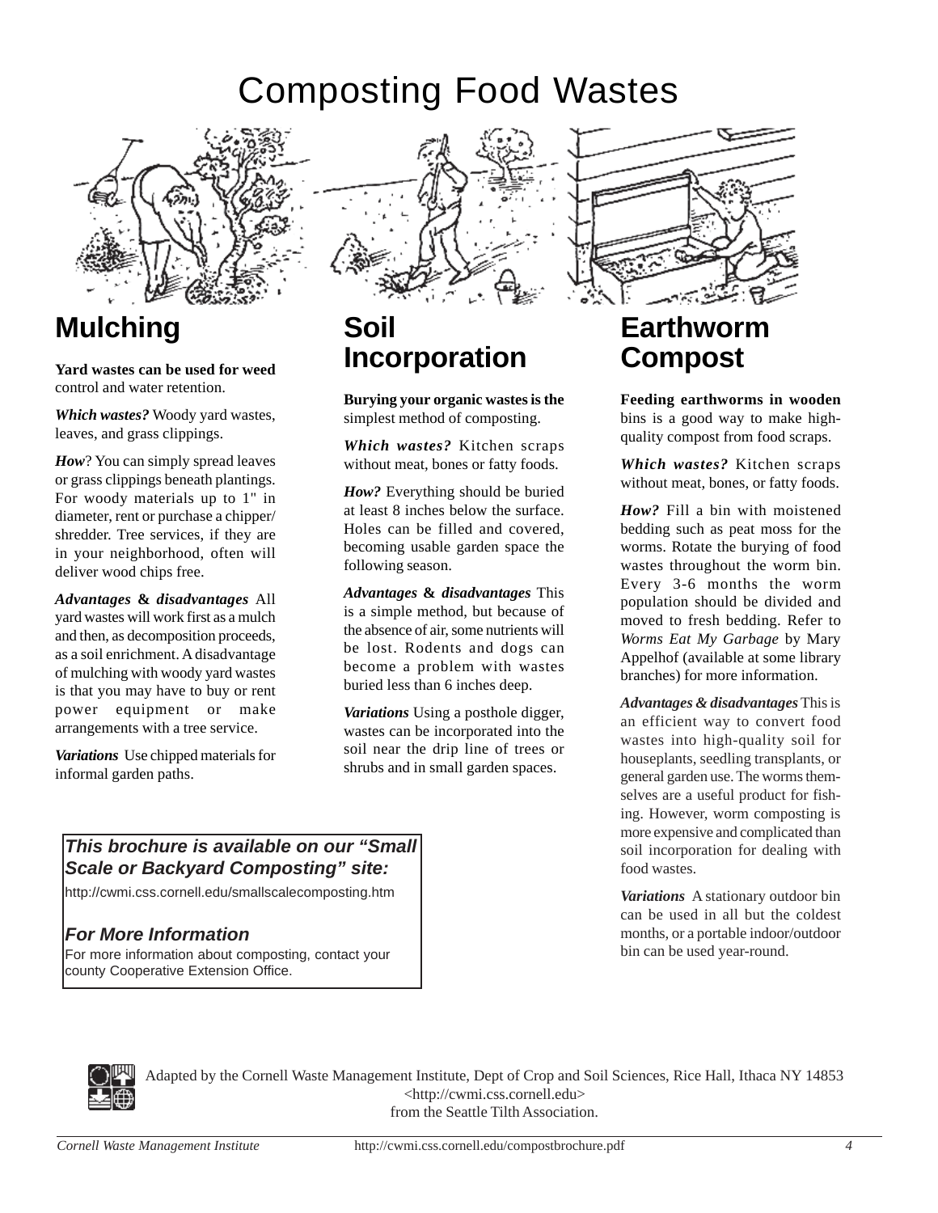# Composting Food Wastes

## Mulching

**Yard wastes can be used for weed** control and water retention.

***Which wastes?*** Woody yard wastes, leaves, and grass clippings.

***How***? You can simply spread leaves or grass clippings beneath plantings. For woody materials up to 1" in diameter, rent or purchase a chipper/shredder. Tree services, if they are in your neighborhood, often will deliver wood chips free.

***Advantages & disadvantages*** All yard wastes will work first as a mulch and then, as decomposition proceeds, as a soil enrichment. A disadvantage of mulching with woody yard wastes is that you may have to buy or rent power equipment or make arrangements with a tree service.

***Variations*** Use chipped materials for informal garden paths.

## Soil Incorporation

**Burying your organic wastes is the** simplest method of composting.

***Which wastes?*** Kitchen scraps without meat, bones or fatty foods.

***How?*** Everything should be buried at least 8 inches below the surface. Holes can be filled and covered, becoming usable garden space the following season.

***Advantages & disadvantages*** This is a simple method, but because of the absence of air, some nutrients will be lost. Rodents and dogs can become a problem with wastes buried less than 6 inches deep.

***Variations*** Using a posthole digger, wastes can be incorporated into the soil near the drip line of trees or shrubs and in small garden spaces.

## Earthworm Compost

**Feeding earthworms in wooden** bins is a good way to make high-quality compost from food scraps.

***Which wastes?*** Kitchen scraps without meat, bones, or fatty foods.

***How?*** Fill a bin with moistened bedding such as peat moss for the worms. Rotate the burying of food wastes throughout the worm bin. Every 3-6 months the worm population should be divided and moved to fresh bedding. Refer to *Worms Eat My Garbage* by Mary Appelhof (available at some library branches) for more information.

***Advantages & disadvantages*** This is an efficient way to convert food wastes into high-quality soil for houseplants, seedling transplants, or general garden use. The worms themselves are a useful product for fishing. However, worm composting is more expensive and complicated than soil incorporation for dealing with food wastes.

***Variations*** A stationary outdoor bin can be used in all but the coldest months, or a portable indoor/outdoor bin can be used year-round.

***This brochure is available on our "Small Scale or Backyard Composting" site:***

http://cwmi.css.cornell.edu/smallscalecomposting.htm

***For More Information***

For more information about composting, contact your county Cooperative Extension Office.

Adapted by the Cornell Waste Management Institute, Dept of Crop and Soil Sciences, Rice Hall, Ithaca NY 14853
<http://cwmi.css.cornell.edu>
from the Seattle Tilth Association.